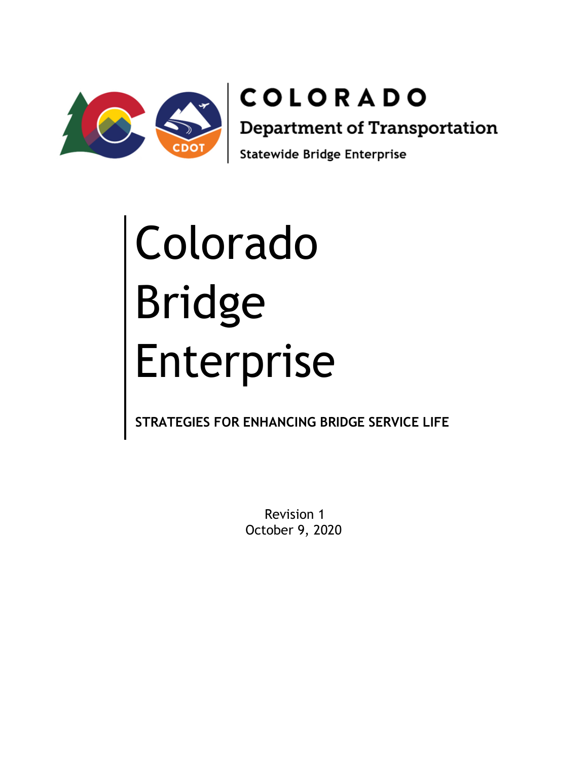COLORADO

Department of Transportation

Statewide Bridge Enterprise

# Colorado Bridge Enterprise

**STRATEGIES FOR ENHANCING BRIDGE SERVICE LIFE**

Revision 1

October 9, 2020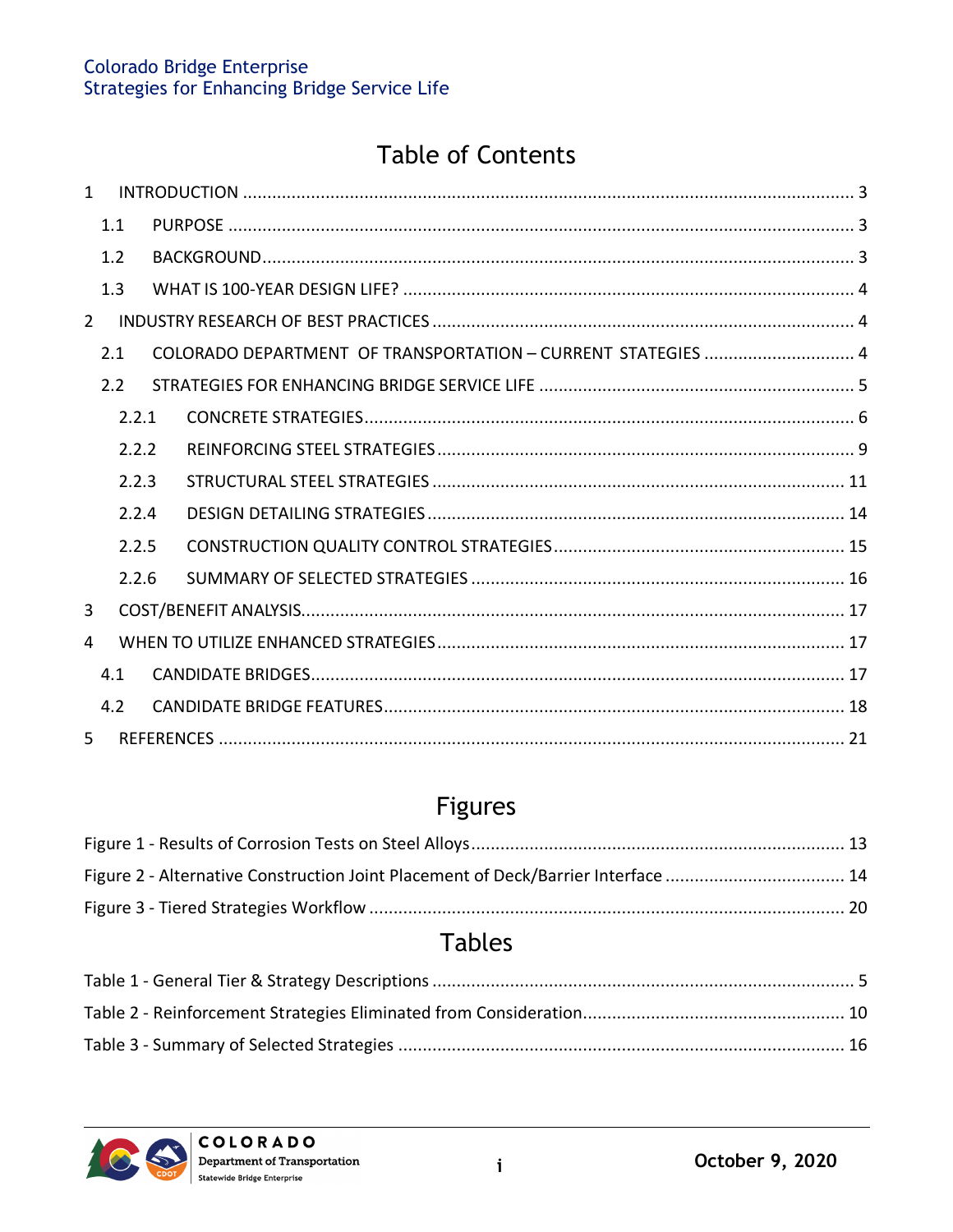# Table of Contents

1 INTRODUCTION ............................................................................................................... 3
  1.1 PURPOSE ................................................................................................................... 3
  1.2 BACKGROUND............................................................................................................ 3
  1.3 WHAT IS 100-YEAR DESIGN LIFE? .............................................................................. 4
2 INDUSTRY RESEARCH OF BEST PRACTICES ...................................................................... 4
  2.1 COLORADO DEPARTMENT OF TRANSPORTATION – CURRENT STATEGIES ............................... 4
  2.2 STRATEGIES FOR ENHANCING BRIDGE SERVICE LIFE ................................................................. 5
    2.2.1 CONCRETE STRATEGIES.................................................................................... 6
    2.2.2 REINFORCING STEEL STRATEGIES..................................................................... 9
    2.2.3 STRUCTURAL STEEL STRATEGIES .................................................................... 11
    2.2.4 DESIGN DETAILING STRATEGIES ..................................................................... 14
    2.2.5 CONSTRUCTION QUALITY CONTROL STRATEGIES............................................ 15
    2.2.6 SUMMARY OF SELECTED STRATEGIES ............................................................ 16
3 COST/BENEFIT ANALYSIS.................................................................................................. 17
4 WHEN TO UTILIZE ENHANCED STRATEGIES ..................................................................... 17
  4.1 CANDIDATE BRIDGES.................................................................................................. 17
  4.2 CANDIDATE BRIDGE FEATURES.................................................................................... 18
5 REFERENCES .................................................................................................................... 21

# Figures

Figure 1 - Results of Corrosion Tests on Steel Alloys ............................................................................ 13
Figure 2 - Alternative Construction Joint Placement of Deck/Barrier Interface .................................... 14
Figure 3 - Tiered Strategies Workflow ................................................................................................. 20

# Tables

Table 1 - General Tier & Strategy Descriptions ..................................................................................... 5
Table 2 - Reinforcement Strategies Eliminated from Consideration...................................................... 10
Table 3 - Summary of Selected Strategies ........................................................................................... 16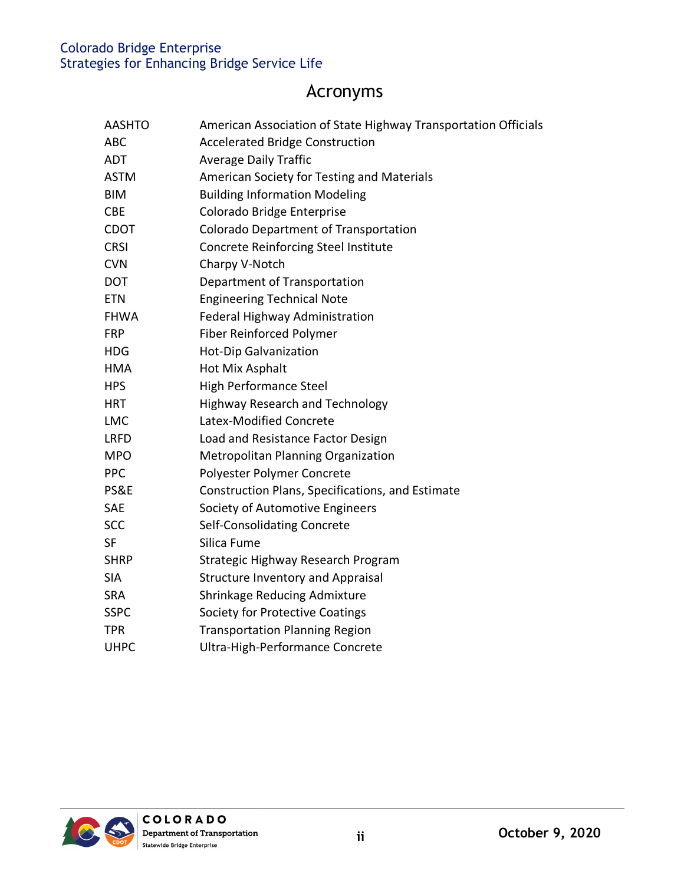# Acronyms

| | |
|---|---|
| AASHTO | American Association of State Highway Transportation Officials |
| ABC | Accelerated Bridge Construction |
| ADT | Average Daily Traffic |
| ASTM | American Society for Testing and Materials |
| BIM | Building Information Modeling |
| CBE | Colorado Bridge Enterprise |
| CDOT | Colorado Department of Transportation |
| CRSI | Concrete Reinforcing Steel Institute |
| CVN | Charpy V-Notch |
| DOT | Department of Transportation |
| ETN | Engineering Technical Note |
| FHWA | Federal Highway Administration |
| FRP | Fiber Reinforced Polymer |
| HDG | Hot-Dip Galvanization |
| HMA | Hot Mix Asphalt |
| HPS | High Performance Steel |
| HRT | Highway Research and Technology |
| LMC | Latex-Modified Concrete |
| LRFD | Load and Resistance Factor Design |
| MPO | Metropolitan Planning Organization |
| PPC | Polyester Polymer Concrete |
| PS&E | Construction Plans, Specifications, and Estimate |
| SAE | Society of Automotive Engineers |
| SCC | Self-Consolidating Concrete |
| SF | Silica Fume |
| SHRP | Strategic Highway Research Program |
| SIA | Structure Inventory and Appraisal |
| SRA | Shrinkage Reducing Admixture |
| SSPC | Society for Protective Coatings |
| TPR | Transportation Planning Region |
| UHPC | Ultra-High-Performance Concrete |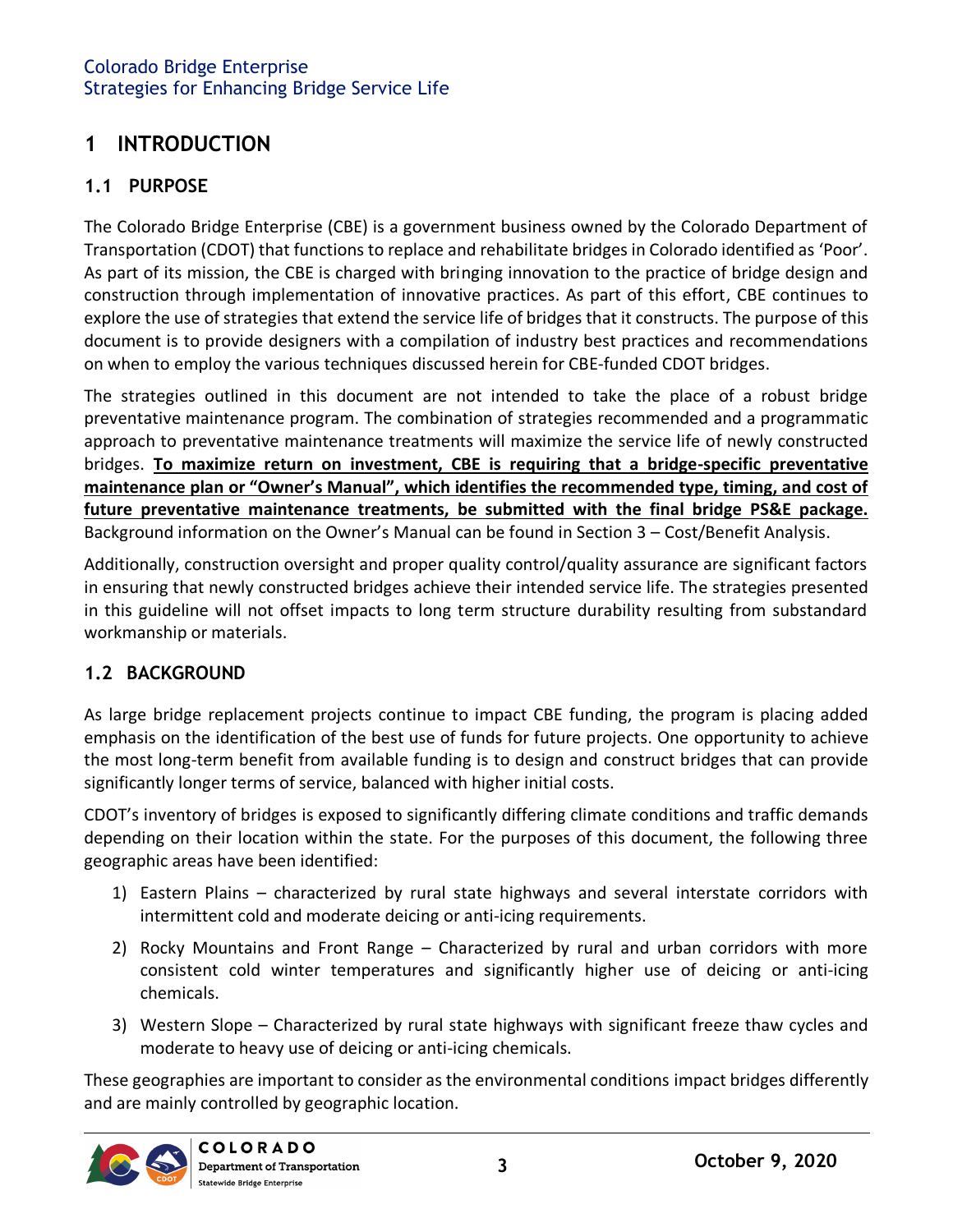# 1 INTRODUCTION

## 1.1 PURPOSE

The Colorado Bridge Enterprise (CBE) is a government business owned by the Colorado Department of Transportation (CDOT) that functions to replace and rehabilitate bridges in Colorado identified as 'Poor'. As part of its mission, the CBE is charged with bringing innovation to the practice of bridge design and construction through implementation of innovative practices. As part of this effort, CBE continues to explore the use of strategies that extend the service life of bridges that it constructs. The purpose of this document is to provide designers with a compilation of industry best practices and recommendations on when to employ the various techniques discussed herein for CBE-funded CDOT bridges.

The strategies outlined in this document are not intended to take the place of a robust bridge preventative maintenance program. The combination of strategies recommended and a programmatic approach to preventative maintenance treatments will maximize the service life of newly constructed bridges. **To maximize return on investment, CBE is requiring that a bridge-specific preventative maintenance plan or "Owner's Manual", which identifies the recommended type, timing, and cost of future preventative maintenance treatments, be submitted with the final bridge PS&E package.** Background information on the Owner's Manual can be found in Section 3 – Cost/Benefit Analysis.

Additionally, construction oversight and proper quality control/quality assurance are significant factors in ensuring that newly constructed bridges achieve their intended service life. The strategies presented in this guideline will not offset impacts to long term structure durability resulting from substandard workmanship or materials.

## 1.2 BACKGROUND

As large bridge replacement projects continue to impact CBE funding, the program is placing added emphasis on the identification of the best use of funds for future projects. One opportunity to achieve the most long-term benefit from available funding is to design and construct bridges that can provide significantly longer terms of service, balanced with higher initial costs.

CDOT's inventory of bridges is exposed to significantly differing climate conditions and traffic demands depending on their location within the state. For the purposes of this document, the following three geographic areas have been identified:

1) Eastern Plains – characterized by rural state highways and several interstate corridors with intermittent cold and moderate deicing or anti-icing requirements.
2) Rocky Mountains and Front Range – Characterized by rural and urban corridors with more consistent cold winter temperatures and significantly higher use of deicing or anti-icing chemicals.
3) Western Slope – Characterized by rural state highways with significant freeze thaw cycles and moderate to heavy use of deicing or anti-icing chemicals.

These geographies are important to consider as the environmental conditions impact bridges differently and are mainly controlled by geographic location.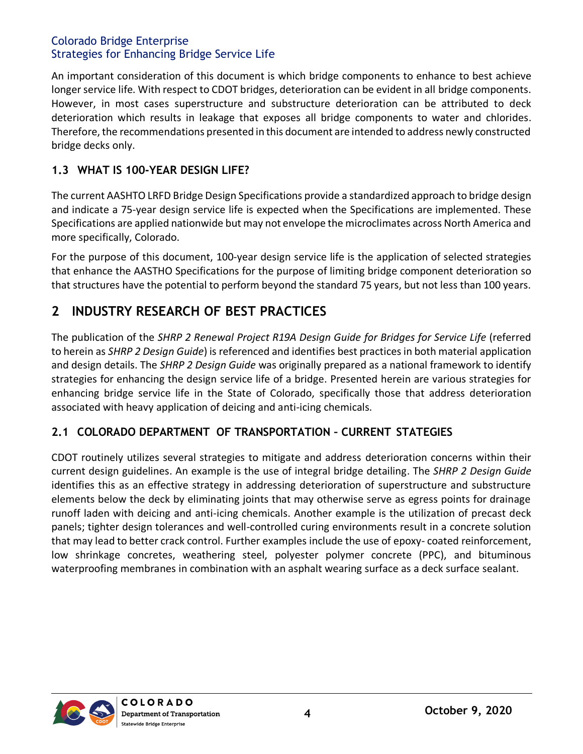An important consideration of this document is which bridge components to enhance to best achieve longer service life. With respect to CDOT bridges, deterioration can be evident in all bridge components. However, in most cases superstructure and substructure deterioration can be attributed to deck deterioration which results in leakage that exposes all bridge components to water and chlorides. Therefore, the recommendations presented in this document are intended to address newly constructed bridge decks only.

### 1.3 WHAT IS 100-YEAR DESIGN LIFE?

The current AASHTO LRFD Bridge Design Specifications provide a standardized approach to bridge design and indicate a 75-year design service life is expected when the Specifications are implemented. These Specifications are applied nationwide but may not envelope the microclimates across North America and more specifically, Colorado.

For the purpose of this document, 100-year design service life is the application of selected strategies that enhance the AASTHO Specifications for the purpose of limiting bridge component deterioration so that structures have the potential to perform beyond the standard 75 years, but not less than 100 years.

## 2 INDUSTRY RESEARCH OF BEST PRACTICES

The publication of the *SHRP 2 Renewal Project R19A Design Guide for Bridges for Service Life* (referred to herein as *SHRP 2 Design Guide*) is referenced and identifies best practices in both material application and design details. The *SHRP 2 Design Guide* was originally prepared as a national framework to identify strategies for enhancing the design service life of a bridge. Presented herein are various strategies for enhancing bridge service life in the State of Colorado, specifically those that address deterioration associated with heavy application of deicing and anti-icing chemicals.

### 2.1 COLORADO DEPARTMENT OF TRANSPORTATION – CURRENT STATEGIES

CDOT routinely utilizes several strategies to mitigate and address deterioration concerns within their current design guidelines. An example is the use of integral bridge detailing. The *SHRP 2 Design Guide* identifies this as an effective strategy in addressing deterioration of superstructure and substructure elements below the deck by eliminating joints that may otherwise serve as egress points for drainage runoff laden with deicing and anti-icing chemicals. Another example is the utilization of precast deck panels; tighter design tolerances and well-controlled curing environments result in a concrete solution that may lead to better crack control. Further examples include the use of epoxy- coated reinforcement, low shrinkage concretes, weathering steel, polyester polymer concrete (PPC), and bituminous waterproofing membranes in combination with an asphalt wearing surface as a deck surface sealant.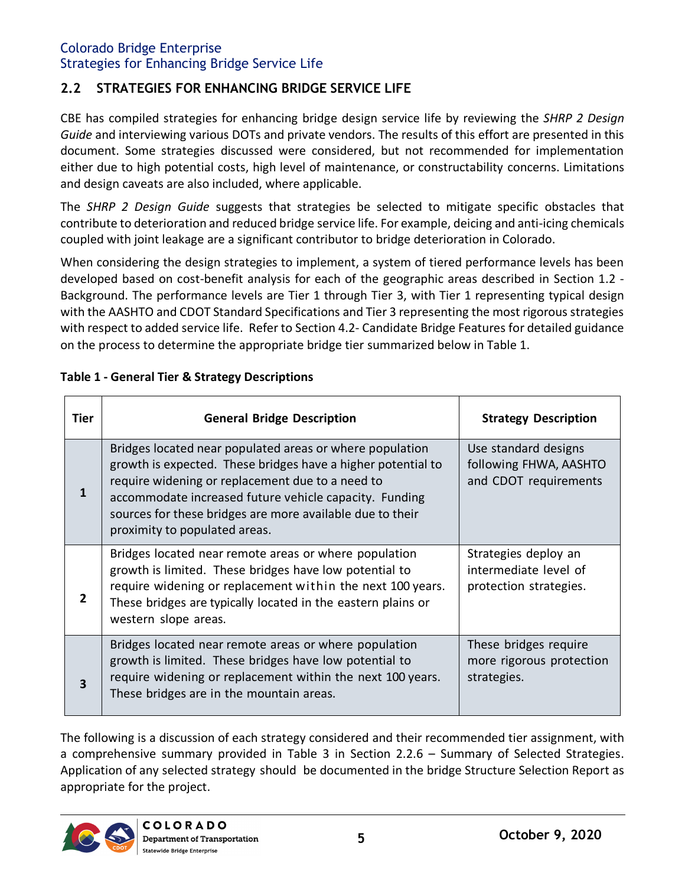## 2.2 STRATEGIES FOR ENHANCING BRIDGE SERVICE LIFE

CBE has compiled strategies for enhancing bridge design service life by reviewing the *SHRP 2 Design Guide* and interviewing various DOTs and private vendors. The results of this effort are presented in this document. Some strategies discussed were considered, but not recommended for implementation either due to high potential costs, high level of maintenance, or constructability concerns. Limitations and design caveats are also included, where applicable.

The *SHRP 2 Design Guide* suggests that strategies be selected to mitigate specific obstacles that contribute to deterioration and reduced bridge service life. For example, deicing and anti-icing chemicals coupled with joint leakage are a significant contributor to bridge deterioration in Colorado.

When considering the design strategies to implement, a system of tiered performance levels has been developed based on cost-benefit analysis for each of the geographic areas described in Section 1.2 - Background. The performance levels are Tier 1 through Tier 3, with Tier 1 representing typical design with the AASHTO and CDOT Standard Specifications and Tier 3 representing the most rigorous strategies with respect to added service life. Refer to Section 4.2- Candidate Bridge Features for detailed guidance on the process to determine the appropriate bridge tier summarized below in Table 1.

**Table 1 - General Tier & Strategy Descriptions**

| Tier | General Bridge Description | Strategy Description |
|---|---|---|
| **1** | Bridges located near populated areas or where population growth is expected. These bridges have a higher potential to require widening or replacement due to a need to accommodate increased future vehicle capacity. Funding sources for these bridges are more available due to their proximity to populated areas. | Use standard designs following FHWA, AASHTO and CDOT requirements |
| **2** | Bridges located near remote areas or where population growth is limited. These bridges have low potential to require widening or replacement within the next 100 years. These bridges are typically located in the eastern plains or western slope areas. | Strategies deploy an intermediate level of protection strategies. |
| **3** | Bridges located near remote areas or where population growth is limited. These bridges have low potential to require widening or replacement within the next 100 years. These bridges are in the mountain areas. | These bridges require more rigorous protection strategies. |

The following is a discussion of each strategy considered and their recommended tier assignment, with a comprehensive summary provided in Table 3 in Section 2.2.6 – Summary of Selected Strategies. Application of any selected strategy should be documented in the bridge Structure Selection Report as appropriate for the project.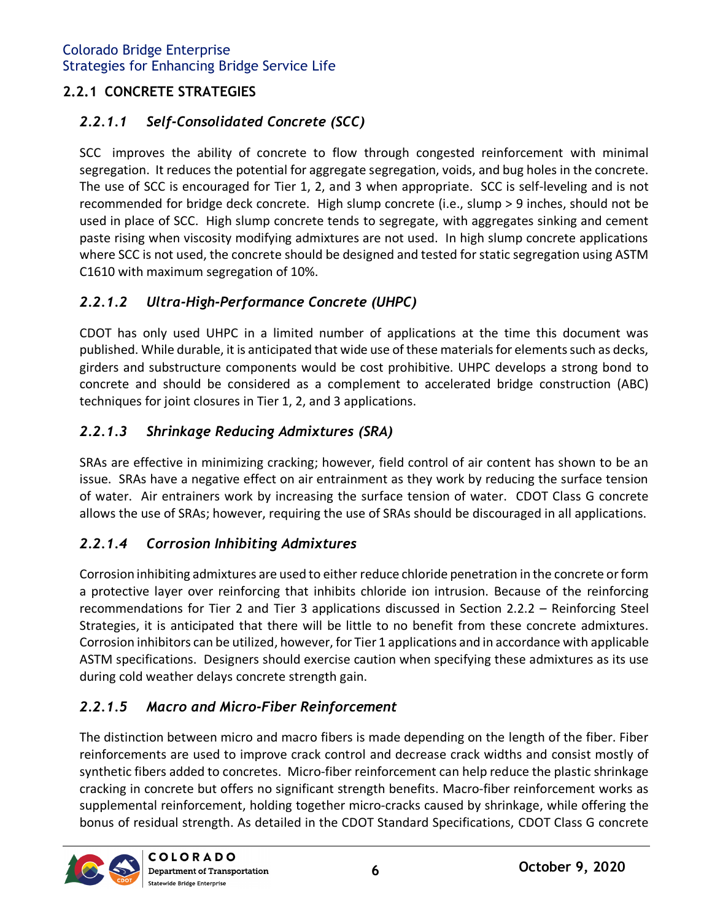### 2.2.1 CONCRETE STRATEGIES

#### *2.2.1.1 Self-Consolidated Concrete (SCC)*

SCC improves the ability of concrete to flow through congested reinforcement with minimal segregation. It reduces the potential for aggregate segregation, voids, and bug holes in the concrete. The use of SCC is encouraged for Tier 1, 2, and 3 when appropriate. SCC is self-leveling and is not recommended for bridge deck concrete. High slump concrete (i.e., slump > 9 inches, should not be used in place of SCC. High slump concrete tends to segregate, with aggregates sinking and cement paste rising when viscosity modifying admixtures are not used. In high slump concrete applications where SCC is not used, the concrete should be designed and tested for static segregation using ASTM C1610 with maximum segregation of 10%.

#### *2.2.1.2 Ultra-High-Performance Concrete (UHPC)*

CDOT has only used UHPC in a limited number of applications at the time this document was published. While durable, it is anticipated that wide use of these materials for elements such as decks, girders and substructure components would be cost prohibitive. UHPC develops a strong bond to concrete and should be considered as a complement to accelerated bridge construction (ABC) techniques for joint closures in Tier 1, 2, and 3 applications.

#### *2.2.1.3 Shrinkage Reducing Admixtures (SRA)*

SRAs are effective in minimizing cracking; however, field control of air content has shown to be an issue. SRAs have a negative effect on air entrainment as they work by reducing the surface tension of water. Air entrainers work by increasing the surface tension of water. CDOT Class G concrete allows the use of SRAs; however, requiring the use of SRAs should be discouraged in all applications.

#### *2.2.1.4 Corrosion Inhibiting Admixtures*

Corrosion inhibiting admixtures are used to either reduce chloride penetration in the concrete or form a protective layer over reinforcing that inhibits chloride ion intrusion. Because of the reinforcing recommendations for Tier 2 and Tier 3 applications discussed in Section 2.2.2 – Reinforcing Steel Strategies, it is anticipated that there will be little to no benefit from these concrete admixtures. Corrosion inhibitors can be utilized, however, for Tier 1 applications and in accordance with applicable ASTM specifications. Designers should exercise caution when specifying these admixtures as its use during cold weather delays concrete strength gain.

#### *2.2.1.5 Macro and Micro-Fiber Reinforcement*

The distinction between micro and macro fibers is made depending on the length of the fiber. Fiber reinforcements are used to improve crack control and decrease crack widths and consist mostly of synthetic fibers added to concretes. Micro-fiber reinforcement can help reduce the plastic shrinkage cracking in concrete but offers no significant strength benefits. Macro-fiber reinforcement works as supplemental reinforcement, holding together micro-cracks caused by shrinkage, while offering the bonus of residual strength. As detailed in the CDOT Standard Specifications, CDOT Class G concrete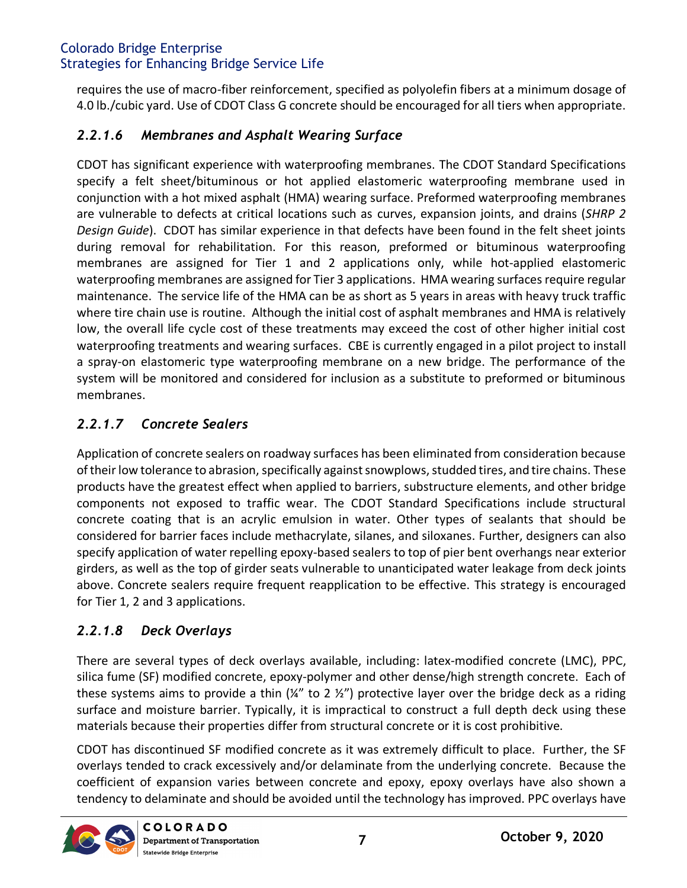requires the use of macro-fiber reinforcement, specified as polyolefin fibers at a minimum dosage of 4.0 lb./cubic yard. Use of CDOT Class G concrete should be encouraged for all tiers when appropriate.

#### *2.2.1.6 Membranes and Asphalt Wearing Surface*

CDOT has significant experience with waterproofing membranes. The CDOT Standard Specifications specify a felt sheet/bituminous or hot applied elastomeric waterproofing membrane used in conjunction with a hot mixed asphalt (HMA) wearing surface. Preformed waterproofing membranes are vulnerable to defects at critical locations such as curves, expansion joints, and drains (*SHRP 2 Design Guide*). CDOT has similar experience in that defects have been found in the felt sheet joints during removal for rehabilitation. For this reason, preformed or bituminous waterproofing membranes are assigned for Tier 1 and 2 applications only, while hot-applied elastomeric waterproofing membranes are assigned for Tier 3 applications. HMA wearing surfaces require regular maintenance. The service life of the HMA can be as short as 5 years in areas with heavy truck traffic where tire chain use is routine. Although the initial cost of asphalt membranes and HMA is relatively low, the overall life cycle cost of these treatments may exceed the cost of other higher initial cost waterproofing treatments and wearing surfaces. CBE is currently engaged in a pilot project to install a spray-on elastomeric type waterproofing membrane on a new bridge. The performance of the system will be monitored and considered for inclusion as a substitute to preformed or bituminous membranes.

#### *2.2.1.7 Concrete Sealers*

Application of concrete sealers on roadway surfaces has been eliminated from consideration because of their low tolerance to abrasion, specifically against snowplows, studded tires, and tire chains. These products have the greatest effect when applied to barriers, substructure elements, and other bridge components not exposed to traffic wear. The CDOT Standard Specifications include structural concrete coating that is an acrylic emulsion in water. Other types of sealants that should be considered for barrier faces include methacrylate, silanes, and siloxanes. Further, designers can also specify application of water repelling epoxy-based sealers to top of pier bent overhangs near exterior girders, as well as the top of girder seats vulnerable to unanticipated water leakage from deck joints above. Concrete sealers require frequent reapplication to be effective. This strategy is encouraged for Tier 1, 2 and 3 applications.

#### *2.2.1.8 Deck Overlays*

There are several types of deck overlays available, including: latex-modified concrete (LMC), PPC, silica fume (SF) modified concrete, epoxy-polymer and other dense/high strength concrete. Each of these systems aims to provide a thin (¼" to 2 ½") protective layer over the bridge deck as a riding surface and moisture barrier. Typically, it is impractical to construct a full depth deck using these materials because their properties differ from structural concrete or it is cost prohibitive.

CDOT has discontinued SF modified concrete as it was extremely difficult to place. Further, the SF overlays tended to crack excessively and/or delaminate from the underlying concrete. Because the coefficient of expansion varies between concrete and epoxy, epoxy overlays have also shown a tendency to delaminate and should be avoided until the technology has improved. PPC overlays have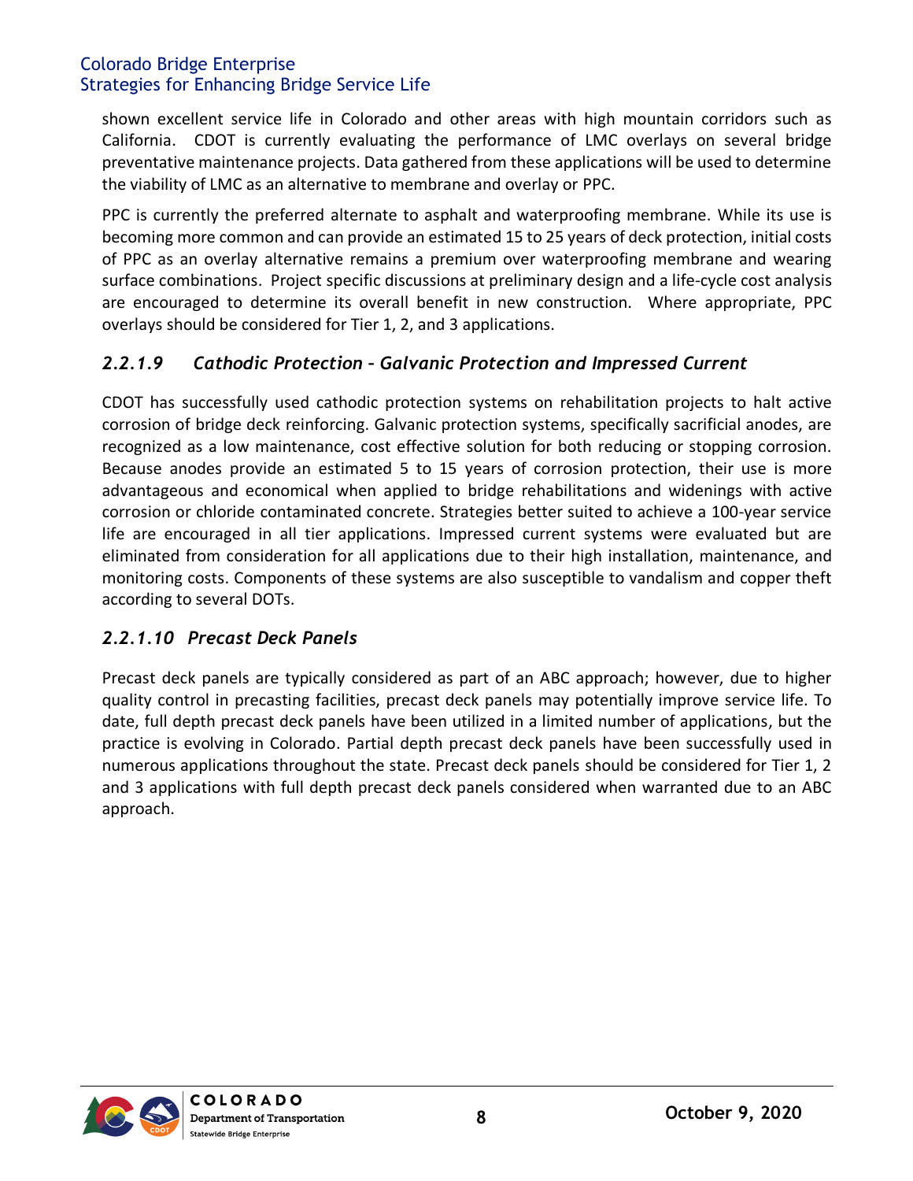shown excellent service life in Colorado and other areas with high mountain corridors such as California. CDOT is currently evaluating the performance of LMC overlays on several bridge preventative maintenance projects. Data gathered from these applications will be used to determine the viability of LMC as an alternative to membrane and overlay or PPC.

PPC is currently the preferred alternate to asphalt and waterproofing membrane. While its use is becoming more common and can provide an estimated 15 to 25 years of deck protection, initial costs of PPC as an overlay alternative remains a premium over waterproofing membrane and wearing surface combinations. Project specific discussions at preliminary design and a life-cycle cost analysis are encouraged to determine its overall benefit in new construction. Where appropriate, PPC overlays should be considered for Tier 1, 2, and 3 applications.

#### *2.2.1.9 Cathodic Protection – Galvanic Protection and Impressed Current*

CDOT has successfully used cathodic protection systems on rehabilitation projects to halt active corrosion of bridge deck reinforcing. Galvanic protection systems, specifically sacrificial anodes, are recognized as a low maintenance, cost effective solution for both reducing or stopping corrosion. Because anodes provide an estimated 5 to 15 years of corrosion protection, their use is more advantageous and economical when applied to bridge rehabilitations and widenings with active corrosion or chloride contaminated concrete. Strategies better suited to achieve a 100-year service life are encouraged in all tier applications. Impressed current systems were evaluated but are eliminated from consideration for all applications due to their high installation, maintenance, and monitoring costs. Components of these systems are also susceptible to vandalism and copper theft according to several DOTs.

#### *2.2.1.10 Precast Deck Panels*

Precast deck panels are typically considered as part of an ABC approach; however, due to higher quality control in precasting facilities, precast deck panels may potentially improve service life. To date, full depth precast deck panels have been utilized in a limited number of applications, but the practice is evolving in Colorado. Partial depth precast deck panels have been successfully used in numerous applications throughout the state. Precast deck panels should be considered for Tier 1, 2 and 3 applications with full depth precast deck panels considered when warranted due to an ABC approach.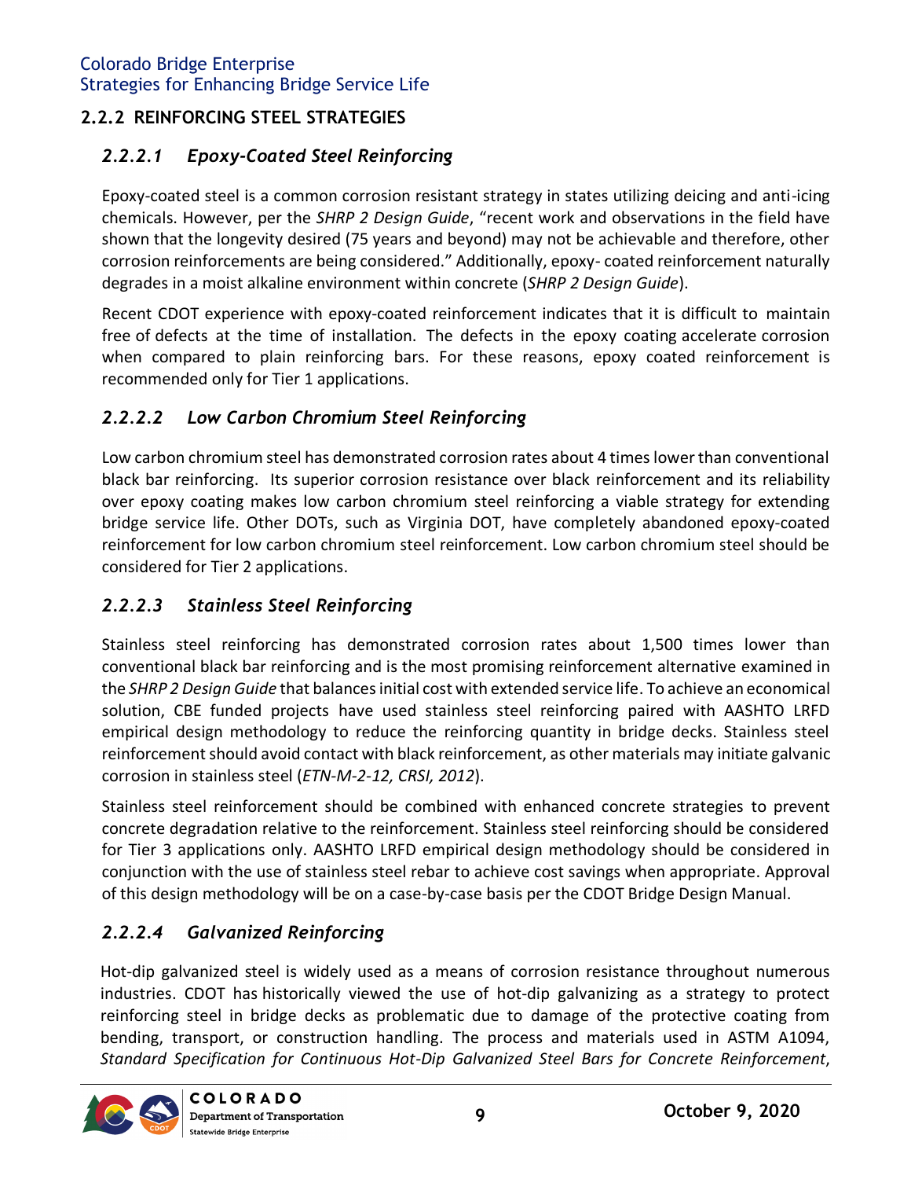### 2.2.2 REINFORCING STEEL STRATEGIES

#### *2.2.2.1 Epoxy-Coated Steel Reinforcing*

Epoxy-coated steel is a common corrosion resistant strategy in states utilizing deicing and anti-icing chemicals. However, per the *SHRP 2 Design Guide*, "recent work and observations in the field have shown that the longevity desired (75 years and beyond) may not be achievable and therefore, other corrosion reinforcements are being considered." Additionally, epoxy- coated reinforcement naturally degrades in a moist alkaline environment within concrete (*SHRP 2 Design Guide*).

Recent CDOT experience with epoxy-coated reinforcement indicates that it is difficult to maintain free of defects at the time of installation. The defects in the epoxy coating accelerate corrosion when compared to plain reinforcing bars. For these reasons, epoxy coated reinforcement is recommended only for Tier 1 applications.

#### *2.2.2.2 Low Carbon Chromium Steel Reinforcing*

Low carbon chromium steel has demonstrated corrosion rates about 4 times lower than conventional black bar reinforcing. Its superior corrosion resistance over black reinforcement and its reliability over epoxy coating makes low carbon chromium steel reinforcing a viable strategy for extending bridge service life. Other DOTs, such as Virginia DOT, have completely abandoned epoxy-coated reinforcement for low carbon chromium steel reinforcement. Low carbon chromium steel should be considered for Tier 2 applications.

#### *2.2.2.3 Stainless Steel Reinforcing*

Stainless steel reinforcing has demonstrated corrosion rates about 1,500 times lower than conventional black bar reinforcing and is the most promising reinforcement alternative examined in the *SHRP 2 Design Guide* that balances initial cost with extended service life. To achieve an economical solution, CBE funded projects have used stainless steel reinforcing paired with AASHTO LRFD empirical design methodology to reduce the reinforcing quantity in bridge decks. Stainless steel reinforcement should avoid contact with black reinforcement, as other materials may initiate galvanic corrosion in stainless steel (*ETN-M-2-12, CRSI, 2012*).

Stainless steel reinforcement should be combined with enhanced concrete strategies to prevent concrete degradation relative to the reinforcement. Stainless steel reinforcing should be considered for Tier 3 applications only. AASHTO LRFD empirical design methodology should be considered in conjunction with the use of stainless steel rebar to achieve cost savings when appropriate. Approval of this design methodology will be on a case-by-case basis per the CDOT Bridge Design Manual.

#### *2.2.2.4 Galvanized Reinforcing*

Hot-dip galvanized steel is widely used as a means of corrosion resistance throughout numerous industries. CDOT has historically viewed the use of hot-dip galvanizing as a strategy to protect reinforcing steel in bridge decks as problematic due to damage of the protective coating from bending, transport, or construction handling. The process and materials used in ASTM A1094, *Standard Specification for Continuous Hot-Dip Galvanized Steel Bars for Concrete Reinforcement*,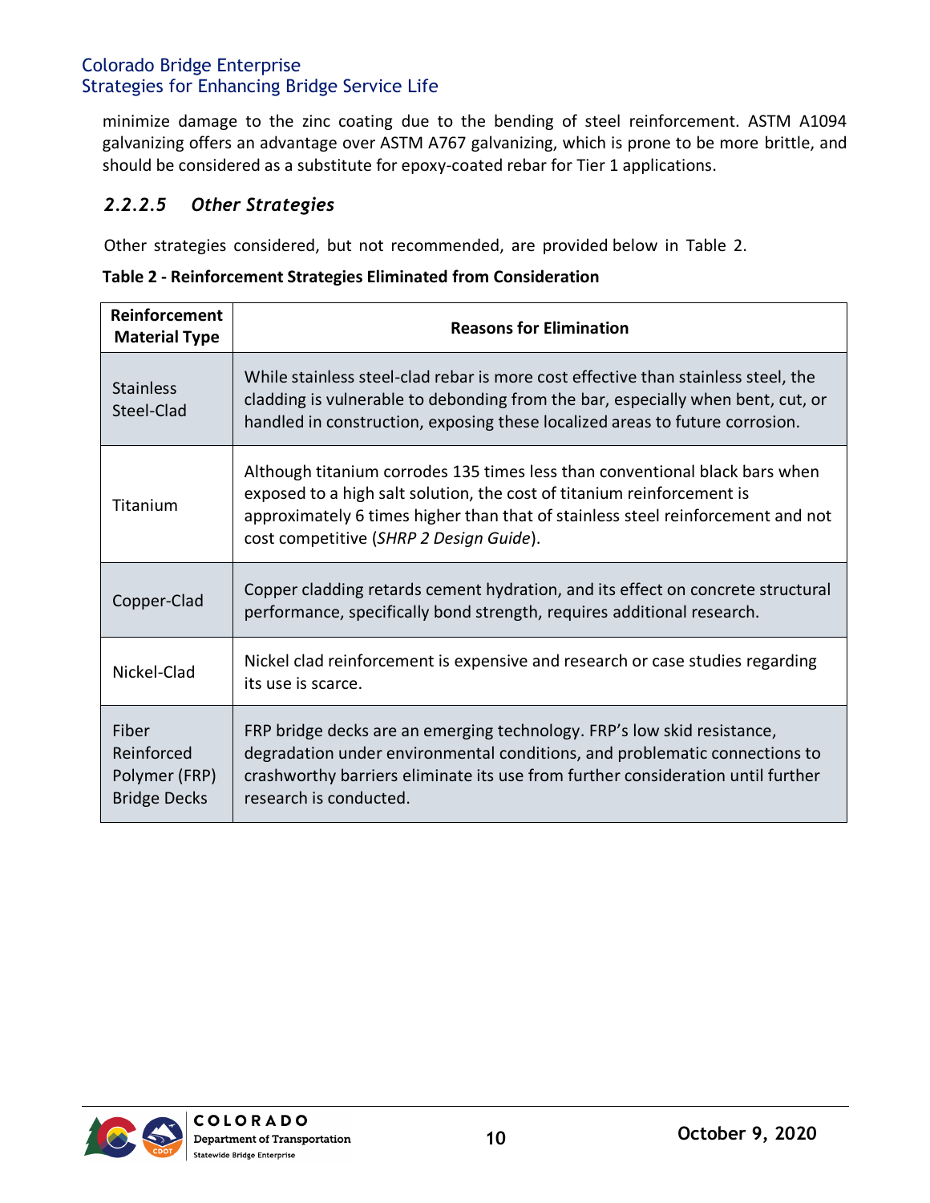minimize damage to the zinc coating due to the bending of steel reinforcement. ASTM A1094 galvanizing offers an advantage over ASTM A767 galvanizing, which is prone to be more brittle, and should be considered as a substitute for epoxy-coated rebar for Tier 1 applications.

#### *2.2.2.5 Other Strategies*

Other strategies considered, but not recommended, are provided below in Table 2.

**Table 2 - Reinforcement Strategies Eliminated from Consideration**

| Reinforcement Material Type | Reasons for Elimination |
|---|---|
| Stainless Steel-Clad | While stainless steel-clad rebar is more cost effective than stainless steel, the cladding is vulnerable to debonding from the bar, especially when bent, cut, or handled in construction, exposing these localized areas to future corrosion. |
| Titanium | Although titanium corrodes 135 times less than conventional black bars when exposed to a high salt solution, the cost of titanium reinforcement is approximately 6 times higher than that of stainless steel reinforcement and not cost competitive (*SHRP 2 Design Guide*). |
| Copper-Clad | Copper cladding retards cement hydration, and its effect on concrete structural performance, specifically bond strength, requires additional research. |
| Nickel-Clad | Nickel clad reinforcement is expensive and research or case studies regarding its use is scarce. |
| Fiber Reinforced Polymer (FRP) Bridge Decks | FRP bridge decks are an emerging technology. FRP's low skid resistance, degradation under environmental conditions, and problematic connections to crashworthy barriers eliminate its use from further consideration until further research is conducted. |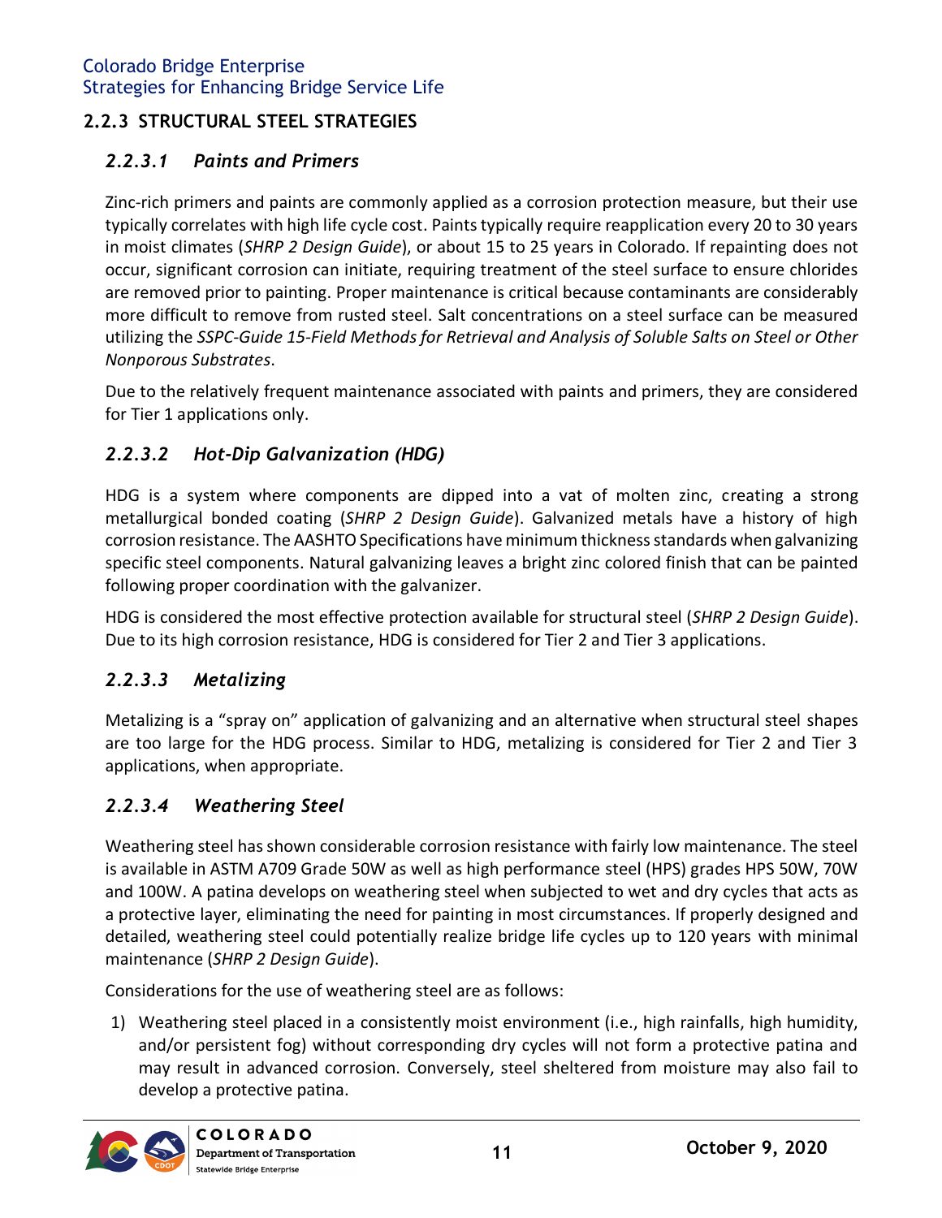### 2.2.3 STRUCTURAL STEEL STRATEGIES

#### *2.2.3.1 Paints and Primers*

Zinc-rich primers and paints are commonly applied as a corrosion protection measure, but their use typically correlates with high life cycle cost. Paints typically require reapplication every 20 to 30 years in moist climates (*SHRP 2 Design Guide*), or about 15 to 25 years in Colorado. If repainting does not occur, significant corrosion can initiate, requiring treatment of the steel surface to ensure chlorides are removed prior to painting. Proper maintenance is critical because contaminants are considerably more difficult to remove from rusted steel. Salt concentrations on a steel surface can be measured utilizing the *SSPC-Guide 15-Field Methods for Retrieval and Analysis of Soluble Salts on Steel or Other Nonporous Substrates*.

Due to the relatively frequent maintenance associated with paints and primers, they are considered for Tier 1 applications only.

#### *2.2.3.2 Hot-Dip Galvanization (HDG)*

HDG is a system where components are dipped into a vat of molten zinc, creating a strong metallurgical bonded coating (*SHRP 2 Design Guide*). Galvanized metals have a history of high corrosion resistance. The AASHTO Specifications have minimum thickness standards when galvanizing specific steel components. Natural galvanizing leaves a bright zinc colored finish that can be painted following proper coordination with the galvanizer.

HDG is considered the most effective protection available for structural steel (*SHRP 2 Design Guide*). Due to its high corrosion resistance, HDG is considered for Tier 2 and Tier 3 applications.

#### *2.2.3.3 Metalizing*

Metalizing is a "spray on" application of galvanizing and an alternative when structural steel shapes are too large for the HDG process. Similar to HDG, metalizing is considered for Tier 2 and Tier 3 applications, when appropriate.

#### *2.2.3.4 Weathering Steel*

Weathering steel has shown considerable corrosion resistance with fairly low maintenance. The steel is available in ASTM A709 Grade 50W as well as high performance steel (HPS) grades HPS 50W, 70W and 100W. A patina develops on weathering steel when subjected to wet and dry cycles that acts as a protective layer, eliminating the need for painting in most circumstances. If properly designed and detailed, weathering steel could potentially realize bridge life cycles up to 120 years with minimal maintenance (*SHRP 2 Design Guide*).

Considerations for the use of weathering steel are as follows:

1) Weathering steel placed in a consistently moist environment (i.e., high rainfalls, high humidity, and/or persistent fog) without corresponding dry cycles will not form a protective patina and may result in advanced corrosion. Conversely, steel sheltered from moisture may also fail to develop a protective patina.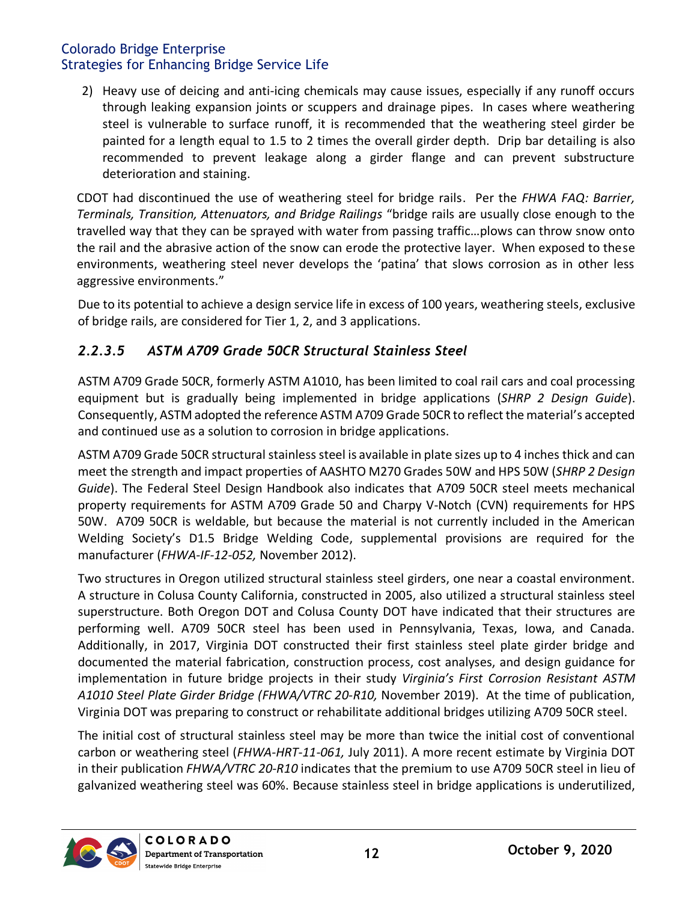2) Heavy use of deicing and anti-icing chemicals may cause issues, especially if any runoff occurs through leaking expansion joints or scuppers and drainage pipes. In cases where weathering steel is vulnerable to surface runoff, it is recommended that the weathering steel girder be painted for a length equal to 1.5 to 2 times the overall girder depth. Drip bar detailing is also recommended to prevent leakage along a girder flange and can prevent substructure deterioration and staining.

CDOT had discontinued the use of weathering steel for bridge rails. Per the *FHWA FAQ: Barrier, Terminals, Transition, Attenuators, and Bridge Railings* "bridge rails are usually close enough to the travelled way that they can be sprayed with water from passing traffic…plows can throw snow onto the rail and the abrasive action of the snow can erode the protective layer. When exposed to these environments, weathering steel never develops the 'patina' that slows corrosion as in other less aggressive environments."

Due to its potential to achieve a design service life in excess of 100 years, weathering steels, exclusive of bridge rails, are considered for Tier 1, 2, and 3 applications.

#### *2.2.3.5 ASTM A709 Grade 50CR Structural Stainless Steel*

ASTM A709 Grade 50CR, formerly ASTM A1010, has been limited to coal rail cars and coal processing equipment but is gradually being implemented in bridge applications (*SHRP 2 Design Guide*). Consequently, ASTM adopted the reference ASTM A709 Grade 50CR to reflect the material's accepted and continued use as a solution to corrosion in bridge applications.

ASTM A709 Grade 50CR structural stainless steel is available in plate sizes up to 4 inches thick and can meet the strength and impact properties of AASHTO M270 Grades 50W and HPS 50W (*SHRP 2 Design Guide*). The Federal Steel Design Handbook also indicates that A709 50CR steel meets mechanical property requirements for ASTM A709 Grade 50 and Charpy V-Notch (CVN) requirements for HPS 50W. A709 50CR is weldable, but because the material is not currently included in the American Welding Society's D1.5 Bridge Welding Code, supplemental provisions are required for the manufacturer (*FHWA-IF-12-052,* November 2012).

Two structures in Oregon utilized structural stainless steel girders, one near a coastal environment. A structure in Colusa County California, constructed in 2005, also utilized a structural stainless steel superstructure. Both Oregon DOT and Colusa County DOT have indicated that their structures are performing well. A709 50CR steel has been used in Pennsylvania, Texas, Iowa, and Canada. Additionally, in 2017, Virginia DOT constructed their first stainless steel plate girder bridge and documented the material fabrication, construction process, cost analyses, and design guidance for implementation in future bridge projects in their study *Virginia's First Corrosion Resistant ASTM A1010 Steel Plate Girder Bridge (FHWA/VTRC 20-R10,* November 2019). At the time of publication, Virginia DOT was preparing to construct or rehabilitate additional bridges utilizing A709 50CR steel.

The initial cost of structural stainless steel may be more than twice the initial cost of conventional carbon or weathering steel (*FHWA-HRT-11-061,* July 2011). A more recent estimate by Virginia DOT in their publication *FHWA/VTRC 20-R10* indicates that the premium to use A709 50CR steel in lieu of galvanized weathering steel was 60%. Because stainless steel in bridge applications is underutilized,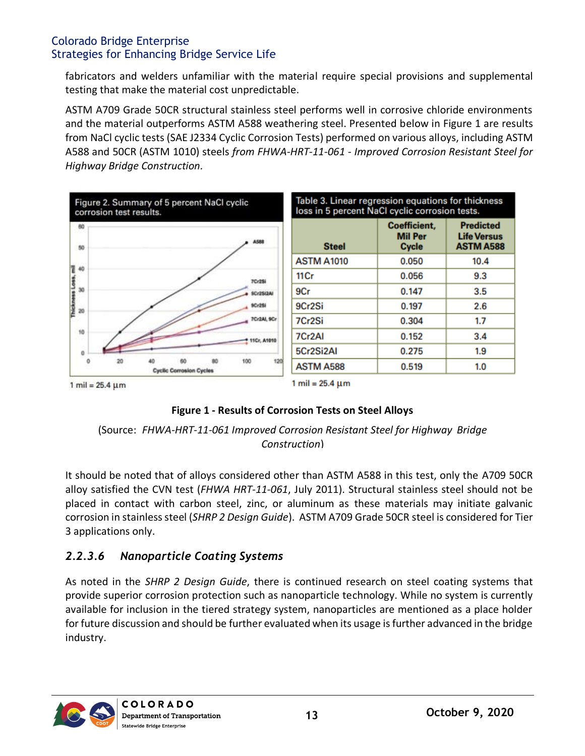fabricators and welders unfamiliar with the material require special provisions and supplemental testing that make the material cost unpredictable.

ASTM A709 Grade 50CR structural stainless steel performs well in corrosive chloride environments and the material outperforms ASTM A588 weathering steel. Presented below in Figure 1 are results from NaCl cyclic tests (SAE J2334 Cyclic Corrosion Tests) performed on various alloys, including ASTM A588 and 50CR (ASTM 1010) steels *from FHWA-HRT-11-061 - Improved Corrosion Resistant Steel for Highway Bridge Construction.*

Figure 2. Summary of 5 percent NaCl cyclic corrosion test results.

1 mil = 25.4 µm

Table 3. Linear regression equations for thickness loss in 5 percent NaCl cyclic corrosion tests.

| Steel | Coefficient, Mil Per Cycle | Predicted Life Versus ASTM A588 |
|---|---|---|
| ASTM A1010 | 0.050 | 10.4 |
| 11Cr | 0.056 | 9.3 |
| 9Cr | 0.147 | 3.5 |
| 9Cr2Si | 0.197 | 2.6 |
| 7Cr2Si | 0.304 | 1.7 |
| 7Cr2Al | 0.152 | 3.4 |
| 5Cr2Si2Al | 0.275 | 1.9 |
| ASTM A588 | 0.519 | 1.0 |

1 mil = 25.4 µm

**Figure 1 - Results of Corrosion Tests on Steel Alloys**

(Source: *FHWA-HRT-11-061 Improved Corrosion Resistant Steel for Highway Bridge Construction*)

It should be noted that of alloys considered other than ASTM A588 in this test, only the A709 50CR alloy satisfied the CVN test (*FHWA HRT-11-061*, July 2011). Structural stainless steel should not be placed in contact with carbon steel, zinc, or aluminum as these materials may initiate galvanic corrosion in stainless steel (*SHRP 2 Design Guide*). ASTM A709 Grade 50CR steel is considered for Tier 3 applications only.

### *2.2.3.6 Nanoparticle Coating Systems*

As noted in the *SHRP 2 Design Guide*, there is continued research on steel coating systems that provide superior corrosion protection such as nanoparticle technology. While no system is currently available for inclusion in the tiered strategy system, nanoparticles are mentioned as a place holder for future discussion and should be further evaluated when its usage is further advanced in the bridge industry.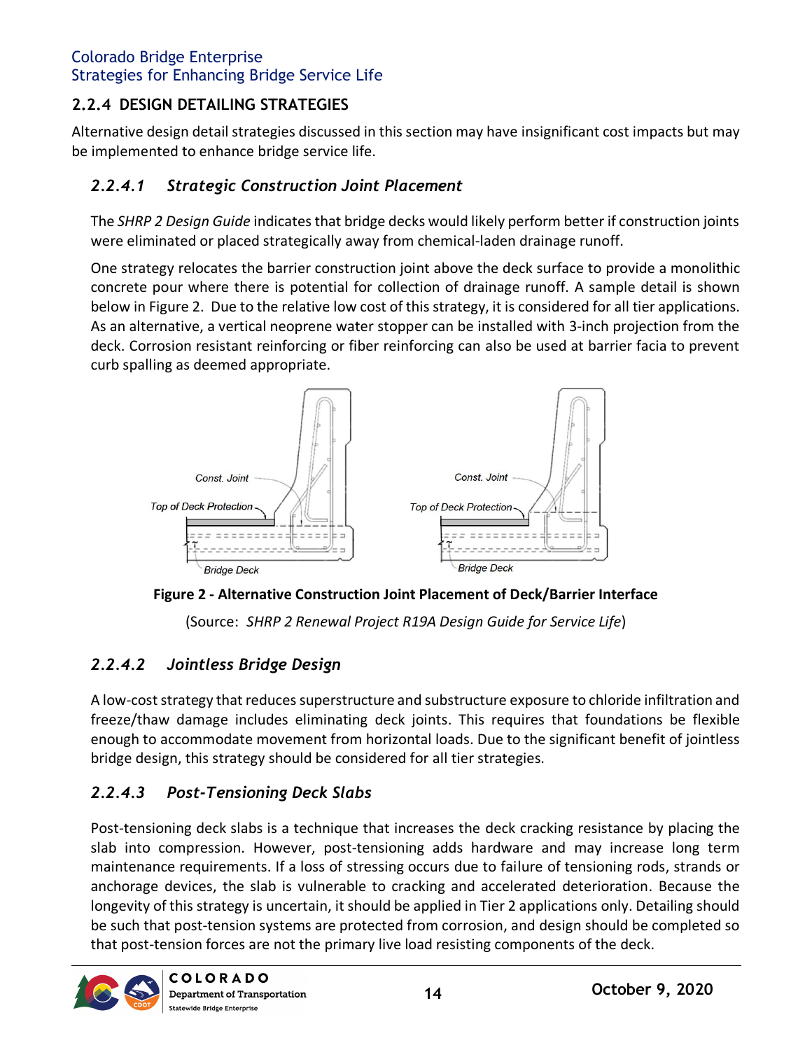## 2.2.4 DESIGN DETAILING STRATEGIES

Alternative design detail strategies discussed in this section may have insignificant cost impacts but may be implemented to enhance bridge service life.

### *2.2.4.1 Strategic Construction Joint Placement*

The *SHRP 2 Design Guide* indicates that bridge decks would likely perform better if construction joints were eliminated or placed strategically away from chemical-laden drainage runoff.

One strategy relocates the barrier construction joint above the deck surface to provide a monolithic concrete pour where there is potential for collection of drainage runoff. A sample detail is shown below in Figure 2. Due to the relative low cost of this strategy, it is considered for all tier applications. As an alternative, a vertical neoprene water stopper can be installed with 3-inch projection from the deck. Corrosion resistant reinforcing or fiber reinforcing can also be used at barrier facia to prevent curb spalling as deemed appropriate.

**Figure 2 - Alternative Construction Joint Placement of Deck/Barrier Interface**

(Source: *SHRP 2 Renewal Project R19A Design Guide for Service Life*)

### *2.2.4.2 Jointless Bridge Design*

A low-cost strategy that reduces superstructure and substructure exposure to chloride infiltration and freeze/thaw damage includes eliminating deck joints. This requires that foundations be flexible enough to accommodate movement from horizontal loads. Due to the significant benefit of jointless bridge design, this strategy should be considered for all tier strategies.

### *2.2.4.3 Post-Tensioning Deck Slabs*

Post-tensioning deck slabs is a technique that increases the deck cracking resistance by placing the slab into compression. However, post-tensioning adds hardware and may increase long term maintenance requirements. If a loss of stressing occurs due to failure of tensioning rods, strands or anchorage devices, the slab is vulnerable to cracking and accelerated deterioration. Because the longevity of this strategy is uncertain, it should be applied in Tier 2 applications only. Detailing should be such that post-tension systems are protected from corrosion, and design should be completed so that post-tension forces are not the primary live load resisting components of the deck.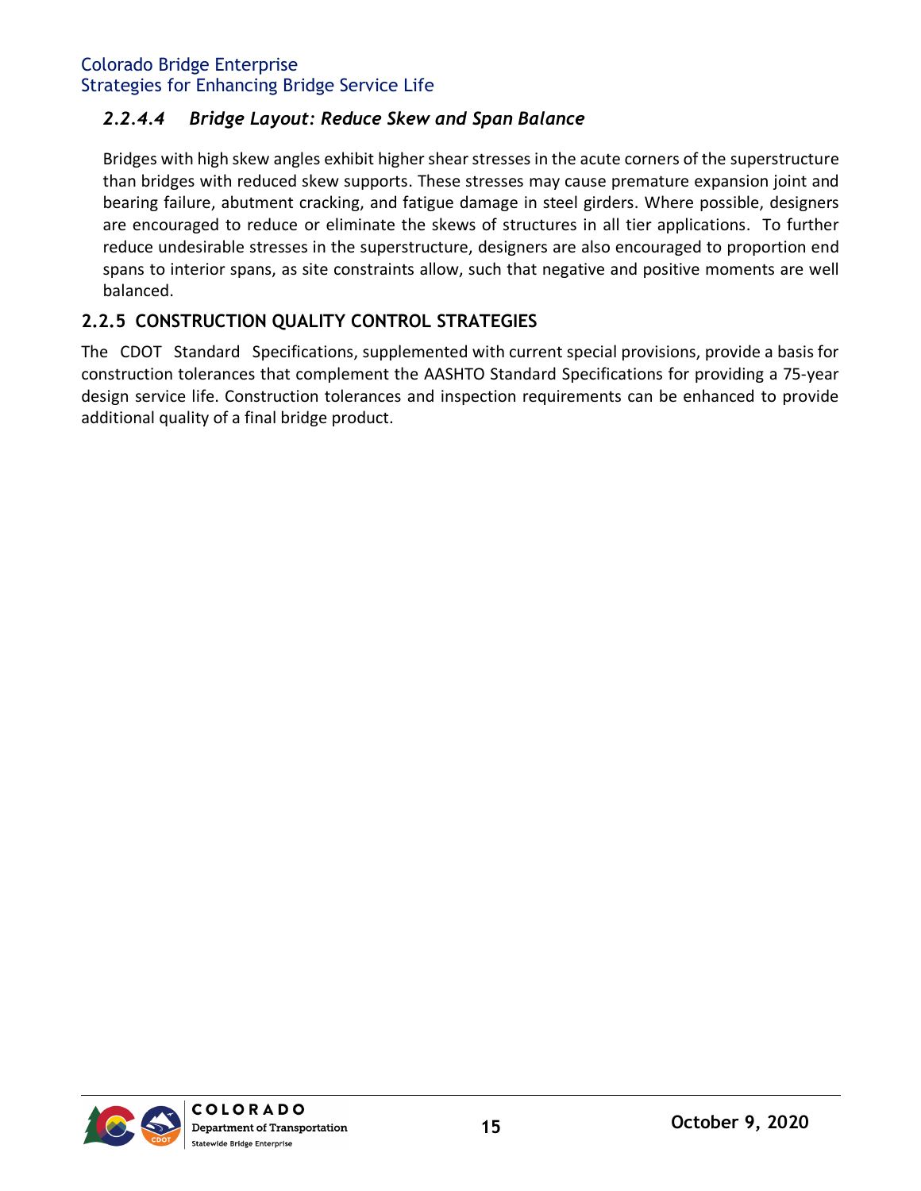#### *2.2.4.4 Bridge Layout: Reduce Skew and Span Balance*

Bridges with high skew angles exhibit higher shear stresses in the acute corners of the superstructure than bridges with reduced skew supports. These stresses may cause premature expansion joint and bearing failure, abutment cracking, and fatigue damage in steel girders. Where possible, designers are encouraged to reduce or eliminate the skews of structures in all tier applications. To further reduce undesirable stresses in the superstructure, designers are also encouraged to proportion end spans to interior spans, as site constraints allow, such that negative and positive moments are well balanced.

### 2.2.5 CONSTRUCTION QUALITY CONTROL STRATEGIES

The CDOT Standard Specifications, supplemented with current special provisions, provide a basis for construction tolerances that complement the AASHTO Standard Specifications for providing a 75-year design service life. Construction tolerances and inspection requirements can be enhanced to provide additional quality of a final bridge product.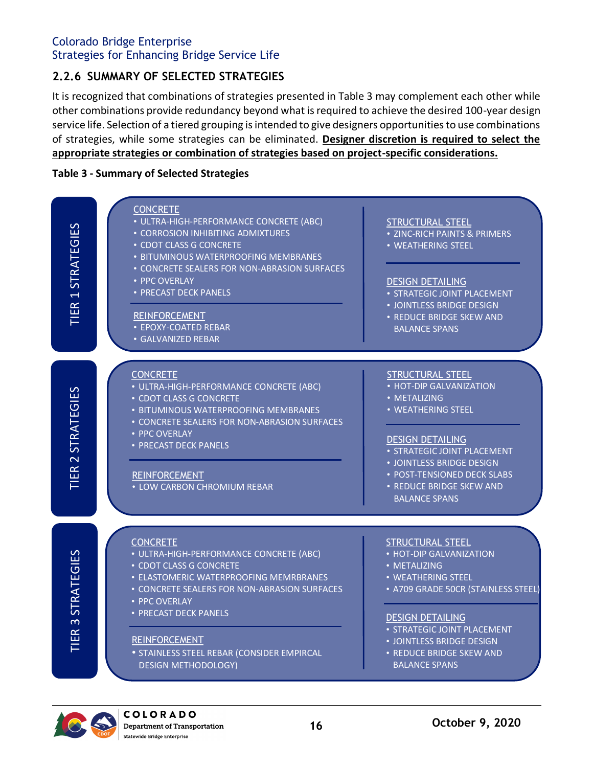### 2.2.6 SUMMARY OF SELECTED STRATEGIES

It is recognized that combinations of strategies presented in Table 3 may complement each other while other combinations provide redundancy beyond what is required to achieve the desired 100-year design service life. Selection of a tiered grouping is intended to give designers opportunities to use combinations of strategies, while some strategies can be eliminated. **Designer discretion is required to select the appropriate strategies or combination of strategies based on project-specific considerations.**

**Table 3 - Summary of Selected Strategies**

| Tier | Concrete | Reinforcement | Structural Steel | Design Detailing |
|---|---|---|---|---|
| TIER 1 STRATEGIES | • ULTRA-HIGH-PERFORMANCE CONCRETE (ABC)<br>• CORROSION INHIBITING ADMIXTURES<br>• CDOT CLASS G CONCRETE<br>• BITUMINOUS WATERPROOFING MEMBRANES<br>• CONCRETE SEALERS FOR NON-ABRASION SURFACES<br>• PPC OVERLAY<br>• PRECAST DECK PANELS | • EPOXY-COATED REBAR<br>• GALVANIZED REBAR | • ZINC-RICH PAINTS & PRIMERS<br>• WEATHERING STEEL | • STRATEGIC JOINT PLACEMENT<br>• JOINTLESS BRIDGE DESIGN<br>• REDUCE BRIDGE SKEW AND BALANCE SPANS |
| TIER 2 STRATEGIES | • ULTRA-HIGH-PERFORMANCE CONCRETE (ABC)<br>• CDOT CLASS G CONCRETE<br>• BITUMINOUS WATERPROOFING MEMBRANES<br>• CONCRETE SEALERS FOR NON-ABRASION SURFACES<br>• PPC OVERLAY<br>• PRECAST DECK PANELS | • LOW CARBON CHROMIUM REBAR | • HOT-DIP GALVANIZATION<br>• METALIZING<br>• WEATHERING STEEL | • STRATEGIC JOINT PLACEMENT<br>• JOINTLESS BRIDGE DESIGN<br>• POST-TENSIONED DECK SLABS<br>• REDUCE BRIDGE SKEW AND BALANCE SPANS |
| TIER 3 STRATEGIES | • ULTRA-HIGH-PERFORMANCE CONCRETE (ABC)<br>• CDOT CLASS G CONCRETE<br>• ELASTOMERIC WATERPROOFING MEMRBRANES<br>• CONCRETE SEALERS FOR NON-ABRASION SURFACES<br>• PPC OVERLAY<br>• PRECAST DECK PANELS | • STAINLESS STEEL REBAR (CONSIDER EMPIRCAL DESIGN METHODOLOGY) | • HOT-DIP GALVANIZATION<br>• METALIZING<br>• WEATHERING STEEL<br>• A709 GRADE 50CR (STAINLESS STEEL) | • STRATEGIC JOINT PLACEMENT<br>• JOINTLESS BRIDGE DESIGN<br>• REDUCE BRIDGE SKEW AND BALANCE SPANS |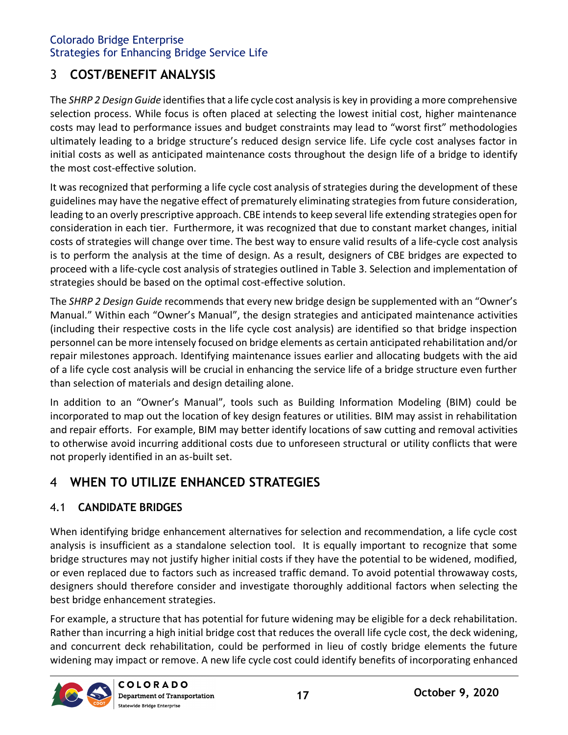# 3 COST/BENEFIT ANALYSIS

The *SHRP 2 Design Guide* identifies that a life cycle cost analysis is key in providing a more comprehensive selection process. While focus is often placed at selecting the lowest initial cost, higher maintenance costs may lead to performance issues and budget constraints may lead to "worst first" methodologies ultimately leading to a bridge structure's reduced design service life. Life cycle cost analyses factor in initial costs as well as anticipated maintenance costs throughout the design life of a bridge to identify the most cost-effective solution.

It was recognized that performing a life cycle cost analysis of strategies during the development of these guidelines may have the negative effect of prematurely eliminating strategies from future consideration, leading to an overly prescriptive approach. CBE intends to keep several life extending strategies open for consideration in each tier. Furthermore, it was recognized that due to constant market changes, initial costs of strategies will change over time. The best way to ensure valid results of a life-cycle cost analysis is to perform the analysis at the time of design. As a result, designers of CBE bridges are expected to proceed with a life-cycle cost analysis of strategies outlined in Table 3. Selection and implementation of strategies should be based on the optimal cost-effective solution.

The *SHRP 2 Design Guide* recommends that every new bridge design be supplemented with an "Owner's Manual." Within each "Owner's Manual", the design strategies and anticipated maintenance activities (including their respective costs in the life cycle cost analysis) are identified so that bridge inspection personnel can be more intensely focused on bridge elements as certain anticipated rehabilitation and/or repair milestones approach. Identifying maintenance issues earlier and allocating budgets with the aid of a life cycle cost analysis will be crucial in enhancing the service life of a bridge structure even further than selection of materials and design detailing alone.

In addition to an "Owner's Manual", tools such as Building Information Modeling (BIM) could be incorporated to map out the location of key design features or utilities. BIM may assist in rehabilitation and repair efforts. For example, BIM may better identify locations of saw cutting and removal activities to otherwise avoid incurring additional costs due to unforeseen structural or utility conflicts that were not properly identified in an as-built set.

# 4 WHEN TO UTILIZE ENHANCED STRATEGIES

## 4.1 CANDIDATE BRIDGES

When identifying bridge enhancement alternatives for selection and recommendation, a life cycle cost analysis is insufficient as a standalone selection tool. It is equally important to recognize that some bridge structures may not justify higher initial costs if they have the potential to be widened, modified, or even replaced due to factors such as increased traffic demand. To avoid potential throwaway costs, designers should therefore consider and investigate thoroughly additional factors when selecting the best bridge enhancement strategies.

For example, a structure that has potential for future widening may be eligible for a deck rehabilitation. Rather than incurring a high initial bridge cost that reduces the overall life cycle cost, the deck widening, and concurrent deck rehabilitation, could be performed in lieu of costly bridge elements the future widening may impact or remove. A new life cycle cost could identify benefits of incorporating enhanced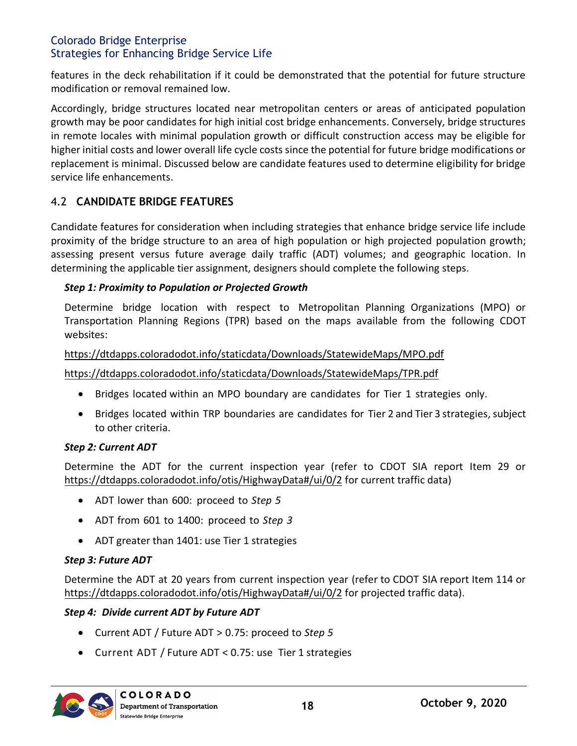features in the deck rehabilitation if it could be demonstrated that the potential for future structure modification or removal remained low.

Accordingly, bridge structures located near metropolitan centers or areas of anticipated population growth may be poor candidates for high initial cost bridge enhancements. Conversely, bridge structures in remote locales with minimal population growth or difficult construction access may be eligible for higher initial costs and lower overall life cycle costs since the potential for future bridge modifications or replacement is minimal. Discussed below are candidate features used to determine eligibility for bridge service life enhancements.

## 4.2 CANDIDATE BRIDGE FEATURES

Candidate features for consideration when including strategies that enhance bridge service life include proximity of the bridge structure to an area of high population or high projected population growth; assessing present versus future average daily traffic (ADT) volumes; and geographic location. In determining the applicable tier assignment, designers should complete the following steps.

***Step 1: Proximity to Population or Projected Growth***

Determine bridge location with respect to Metropolitan Planning Organizations (MPO) or Transportation Planning Regions (TPR) based on the maps available from the following CDOT websites:

https://dtdapps.coloradodot.info/staticdata/Downloads/StatewideMaps/MPO.pdf

https://dtdapps.coloradodot.info/staticdata/Downloads/StatewideMaps/TPR.pdf

- Bridges located within an MPO boundary are candidates for Tier 1 strategies only.
- Bridges located within TRP boundaries are candidates for Tier 2 and Tier 3 strategies, subject to other criteria.

***Step 2: Current ADT***

Determine the ADT for the current inspection year (refer to CDOT SIA report Item 29 or https://dtdapps.coloradodot.info/otis/HighwayData#/ui/0/2 for current traffic data)

- ADT lower than 600: proceed to *Step 5*
- ADT from 601 to 1400: proceed to *Step 3*
- ADT greater than 1401: use Tier 1 strategies

***Step 3: Future ADT***

Determine the ADT at 20 years from current inspection year (refer to CDOT SIA report Item 114 or https://dtdapps.coloradodot.info/otis/HighwayData#/ui/0/2 for projected traffic data).

***Step 4: Divide current ADT by Future ADT***

- Current ADT / Future ADT > 0.75: proceed to *Step 5*
- Current ADT / Future ADT < 0.75: use Tier 1 strategies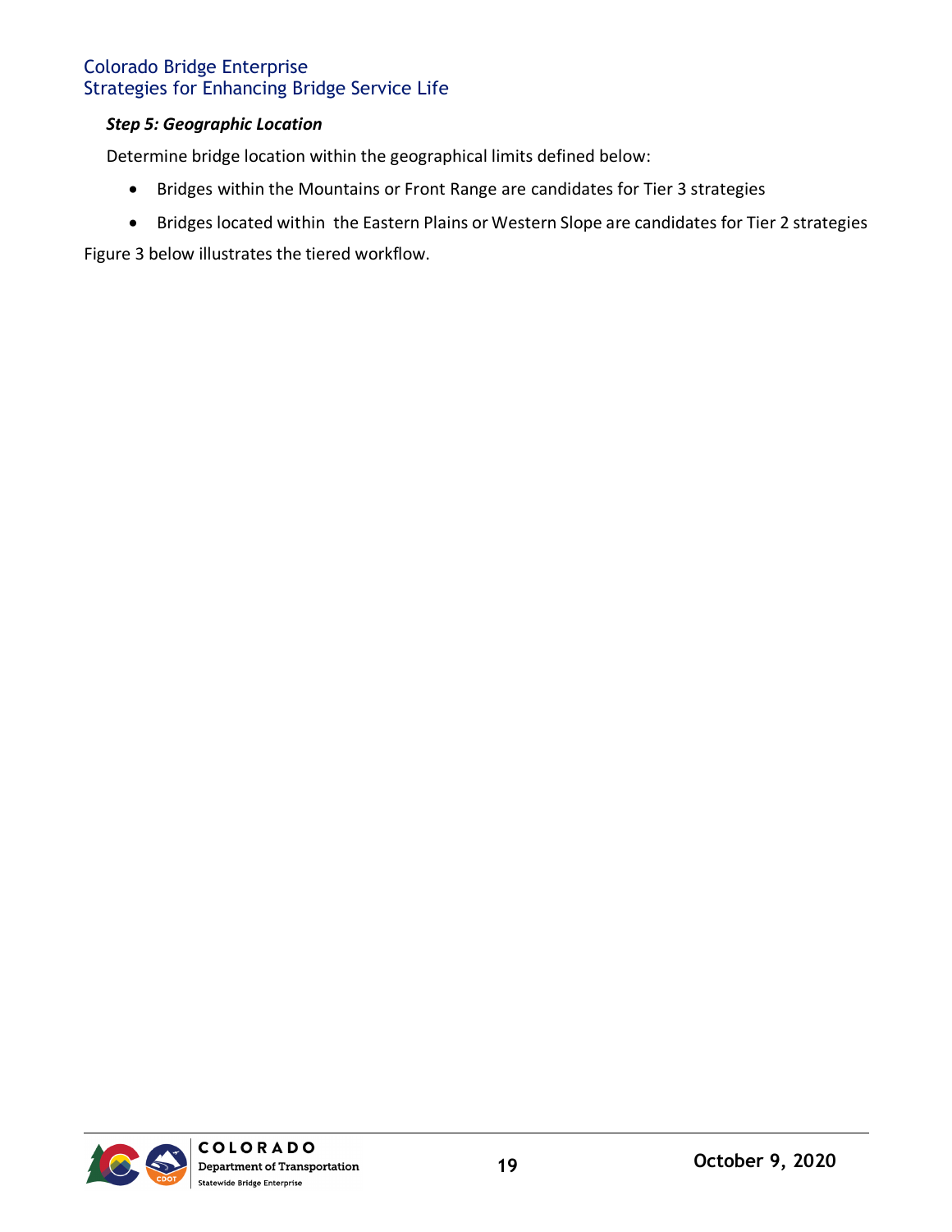***Step 5: Geographic Location***

Determine bridge location within the geographical limits defined below:

- Bridges within the Mountains or Front Range are candidates for Tier 3 strategies
- Bridges located within the Eastern Plains or Western Slope are candidates for Tier 2 strategies

Figure 3 below illustrates the tiered workflow.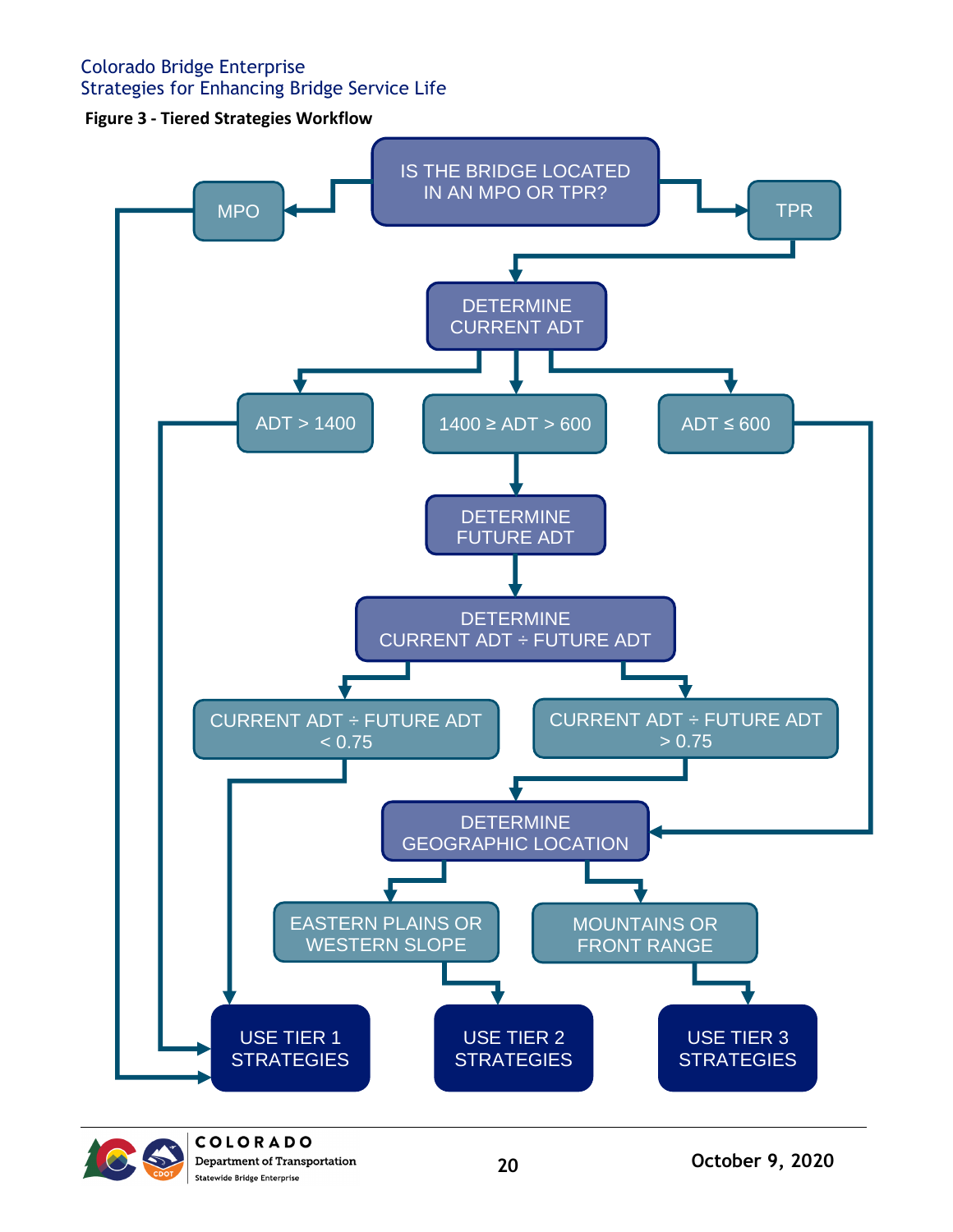**Figure 3 - Tiered Strategies Workflow**

- IS THE BRIDGE LOCATED IN AN MPO OR TPR?
  - MPO → USE TIER 1 STRATEGIES
  - TPR → DETERMINE CURRENT ADT
    - ADT > 1400 → USE TIER 1 STRATEGIES
    - 1400 ≥ ADT > 600 → DETERMINE FUTURE ADT → DETERMINE CURRENT ADT ÷ FUTURE ADT
      - CURRENT ADT ÷ FUTURE ADT < 0.75 → USE TIER 1 STRATEGIES
      - CURRENT ADT ÷ FUTURE ADT > 0.75 → DETERMINE GEOGRAPHIC LOCATION
    - ADT ≤ 600 → DETERMINE GEOGRAPHIC LOCATION
      - EASTERN PLAINS OR WESTERN SLOPE → USE TIER 2 STRATEGIES
      - MOUNTAINS OR FRONT RANGE → USE TIER 3 STRATEGIES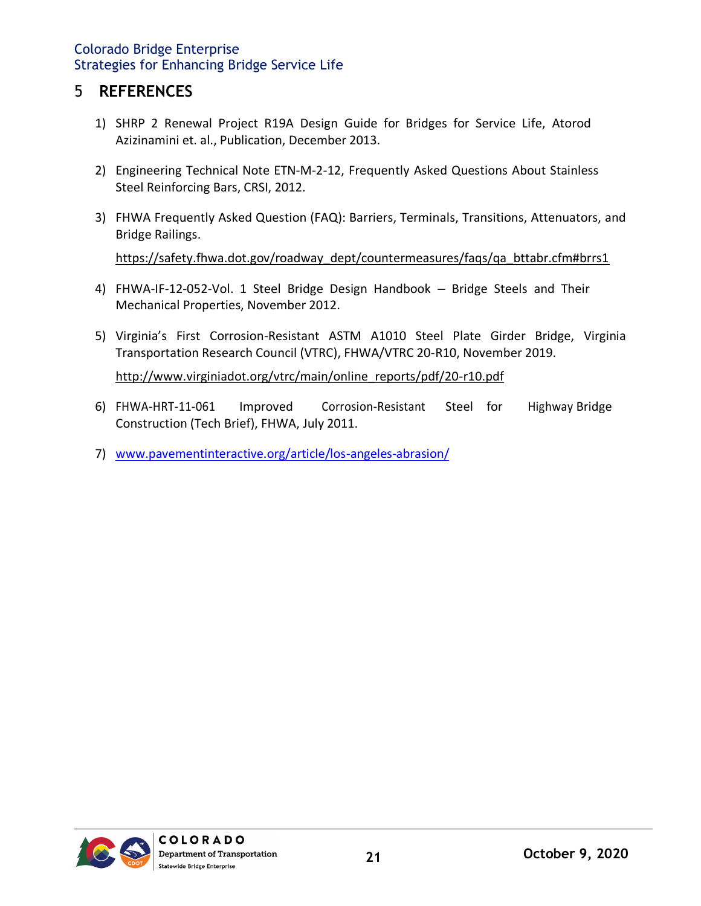# 5 REFERENCES

1) SHRP 2 Renewal Project R19A Design Guide for Bridges for Service Life, Atorod Azizinamini et. al., Publication, December 2013.

2) Engineering Technical Note ETN-M-2-12, Frequently Asked Questions About Stainless Steel Reinforcing Bars, CRSI, 2012.

3) FHWA Frequently Asked Question (FAQ): Barriers, Terminals, Transitions, Attenuators, and Bridge Railings.

   https://safety.fhwa.dot.gov/roadway_dept/countermeasures/faqs/qa_bttabr.cfm#brrs1

4) FHWA-IF-12-052-Vol. 1 Steel Bridge Design Handbook – Bridge Steels and Their Mechanical Properties, November 2012.

5) Virginia's First Corrosion-Resistant ASTM A1010 Steel Plate Girder Bridge, Virginia Transportation Research Council (VTRC), FHWA/VTRC 20-R10, November 2019.

   http://www.virginiadot.org/vtrc/main/online_reports/pdf/20-r10.pdf

6) FHWA-HRT-11-061 Improved Corrosion-Resistant Steel for Highway Bridge Construction (Tech Brief), FHWA, July 2011.

7) www.pavementinteractive.org/article/los-angeles-abrasion/